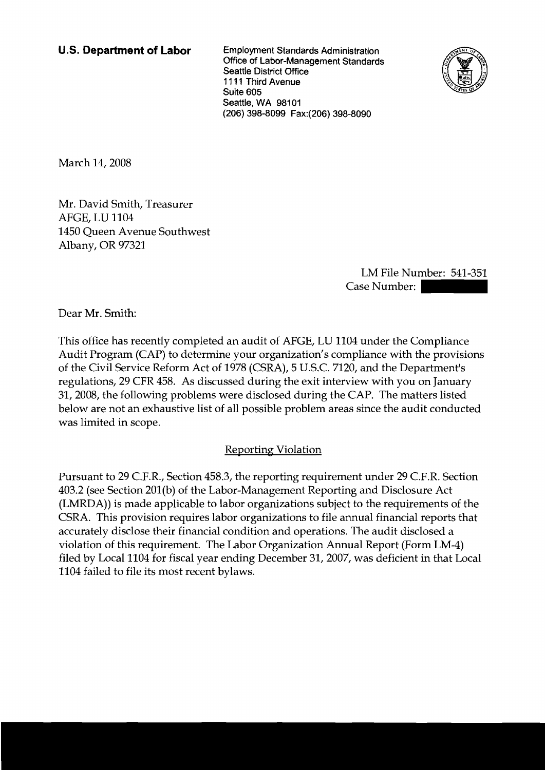**U.S. Department of Labor**

Employment Standards Administration
Office of Labor-Management Standards
Seattle District Office
1111 Third Avenue
Suite 605
Seattle, WA 98101
(206) 398-8099 Fax:(206) 398-8090

March 14, 2008

Mr. David Smith, Treasurer
AFGE, LU 1104
1450 Queen Avenue Southwest
Albany, OR 97321

LM File Number: 541-351
Case Number:

Dear Mr. Smith:

This office has recently completed an audit of AFGE, LU 1104 under the Compliance Audit Program (CAP) to determine your organization's compliance with the provisions of the Civil Service Reform Act of 1978 (CSRA), 5 U.S.C. 7120, and the Department's regulations, 29 CFR 458. As discussed during the exit interview with you on January 31, 2008, the following problems were disclosed during the CAP. The matters listed below are not an exhaustive list of all possible problem areas since the audit conducted was limited in scope.

## Reporting Violation

Pursuant to 29 C.F.R., Section 458.3, the reporting requirement under 29 C.F.R. Section 403.2 (see Section 201(b) of the Labor-Management Reporting and Disclosure Act (LMRDA)) is made applicable to labor organizations subject to the requirements of the CSRA. This provision requires labor organizations to file annual financial reports that accurately disclose their financial condition and operations. The audit disclosed a violation of this requirement. The Labor Organization Annual Report (Form LM-4) filed by Local 1104 for fiscal year ending December 31, 2007, was deficient in that Local 1104 failed to file its most recent bylaws.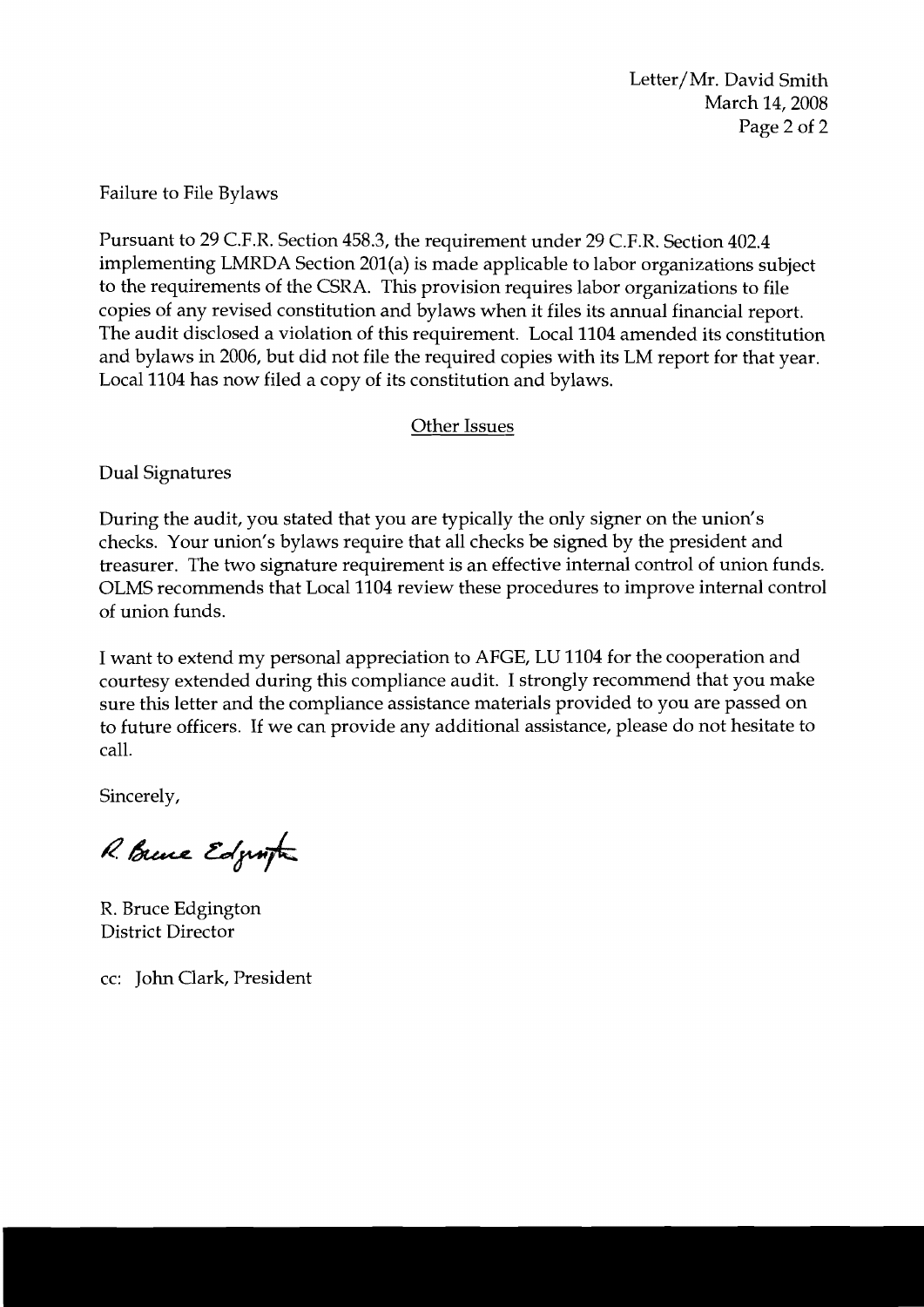Failure to File Bylaws

Pursuant to 29 C.F.R. Section 458.3, the requirement under 29 C.F.R. Section 402.4 implementing LMRDA Section 201(a) is made applicable to labor organizations subject to the requirements of the CSRA. This provision requires labor organizations to file copies of any revised constitution and bylaws when it files its annual financial report. The audit disclosed a violation of this requirement. Local 1104 amended its constitution and bylaws in 2006, but did not file the required copies with its LM report for that year. Local 1104 has now filed a copy of its constitution and bylaws.

## Other Issues

Dual Signatures

During the audit, you stated that you are typically the only signer on the union's checks. Your union's bylaws require that all checks be signed by the president and treasurer. The two signature requirement is an effective internal control of union funds. OLMS recommends that Local 1104 review these procedures to improve internal control of union funds.

I want to extend my personal appreciation to AFGE, LU 1104 for the cooperation and courtesy extended during this compliance audit. I strongly recommend that you make sure this letter and the compliance assistance materials provided to you are passed on to future officers. If we can provide any additional assistance, please do not hesitate to call.

Sincerely,

R. Bruce Edgington

R. Bruce Edgington
District Director

cc: John Clark, President